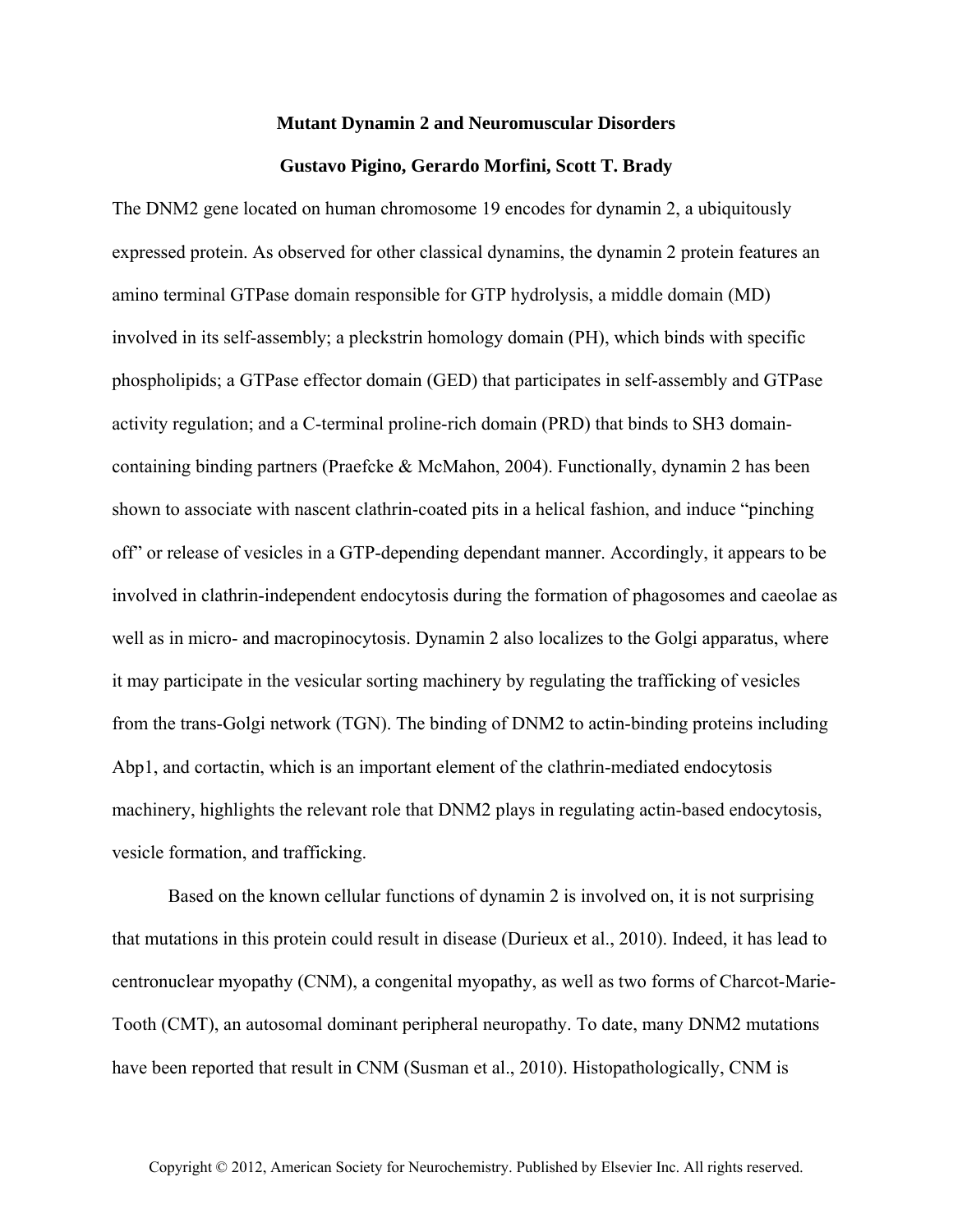# Mutant Dynamin 2 and Neuromuscular Disorders

**Gustavo Pigino, Gerardo Morfini, Scott T. Brady**

The DNM2 gene located on human chromosome 19 encodes for dynamin 2, a ubiquitously expressed protein. As observed for other classical dynamins, the dynamin 2 protein features an amino terminal GTPase domain responsible for GTP hydrolysis, a middle domain (MD) involved in its self-assembly; a pleckstrin homology domain (PH), which binds with specific phospholipids; a GTPase effector domain (GED) that participates in self-assembly and GTPase activity regulation; and a C-terminal proline-rich domain (PRD) that binds to SH3 domain-containing binding partners (Praefcke & McMahon, 2004). Functionally, dynamin 2 has been shown to associate with nascent clathrin-coated pits in a helical fashion, and induce "pinching off" or release of vesicles in a GTP-depending dependant manner. Accordingly, it appears to be involved in clathrin-independent endocytosis during the formation of phagosomes and caeolae as well as in micro- and macropinocytosis. Dynamin 2 also localizes to the Golgi apparatus, where it may participate in the vesicular sorting machinery by regulating the trafficking of vesicles from the trans-Golgi network (TGN). The binding of DNM2 to actin-binding proteins including Abp1, and cortactin, which is an important element of the clathrin-mediated endocytosis machinery, highlights the relevant role that DNM2 plays in regulating actin-based endocytosis, vesicle formation, and trafficking.

Based on the known cellular functions of dynamin 2 is involved on, it is not surprising that mutations in this protein could result in disease (Durieux et al., 2010). Indeed, it has lead to centronuclear myopathy (CNM), a congenital myopathy, as well as two forms of Charcot-Marie-Tooth (CMT), an autosomal dominant peripheral neuropathy. To date, many DNM2 mutations have been reported that result in CNM (Susman et al., 2010). Histopathologically, CNM is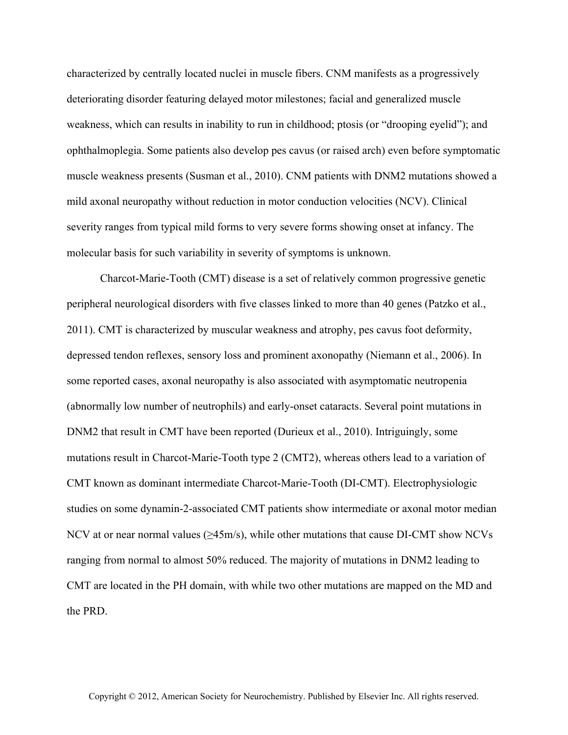characterized by centrally located nuclei in muscle fibers. CNM manifests as a progressively deteriorating disorder featuring delayed motor milestones; facial and generalized muscle weakness, which can results in inability to run in childhood; ptosis (or "drooping eyelid"); and ophthalmoplegia. Some patients also develop pes cavus (or raised arch) even before symptomatic muscle weakness presents (Susman et al., 2010). CNM patients with DNM2 mutations showed a mild axonal neuropathy without reduction in motor conduction velocities (NCV). Clinical severity ranges from typical mild forms to very severe forms showing onset at infancy. The molecular basis for such variability in severity of symptoms is unknown.

Charcot-Marie-Tooth (CMT) disease is a set of relatively common progressive genetic peripheral neurological disorders with five classes linked to more than 40 genes (Patzko et al., 2011). CMT is characterized by muscular weakness and atrophy, pes cavus foot deformity, depressed tendon reflexes, sensory loss and prominent axonopathy (Niemann et al., 2006). In some reported cases, axonal neuropathy is also associated with asymptomatic neutropenia (abnormally low number of neutrophils) and early-onset cataracts. Several point mutations in DNM2 that result in CMT have been reported (Durieux et al., 2010). Intriguingly, some mutations result in Charcot-Marie-Tooth type 2 (CMT2), whereas others lead to a variation of CMT known as dominant intermediate Charcot-Marie-Tooth (DI-CMT). Electrophysiologic studies on some dynamin-2-associated CMT patients show intermediate or axonal motor median NCV at or near normal values (≥45m/s), while other mutations that cause DI-CMT show NCVs ranging from normal to almost 50% reduced. The majority of mutations in DNM2 leading to CMT are located in the PH domain, with while two other mutations are mapped on the MD and the PRD.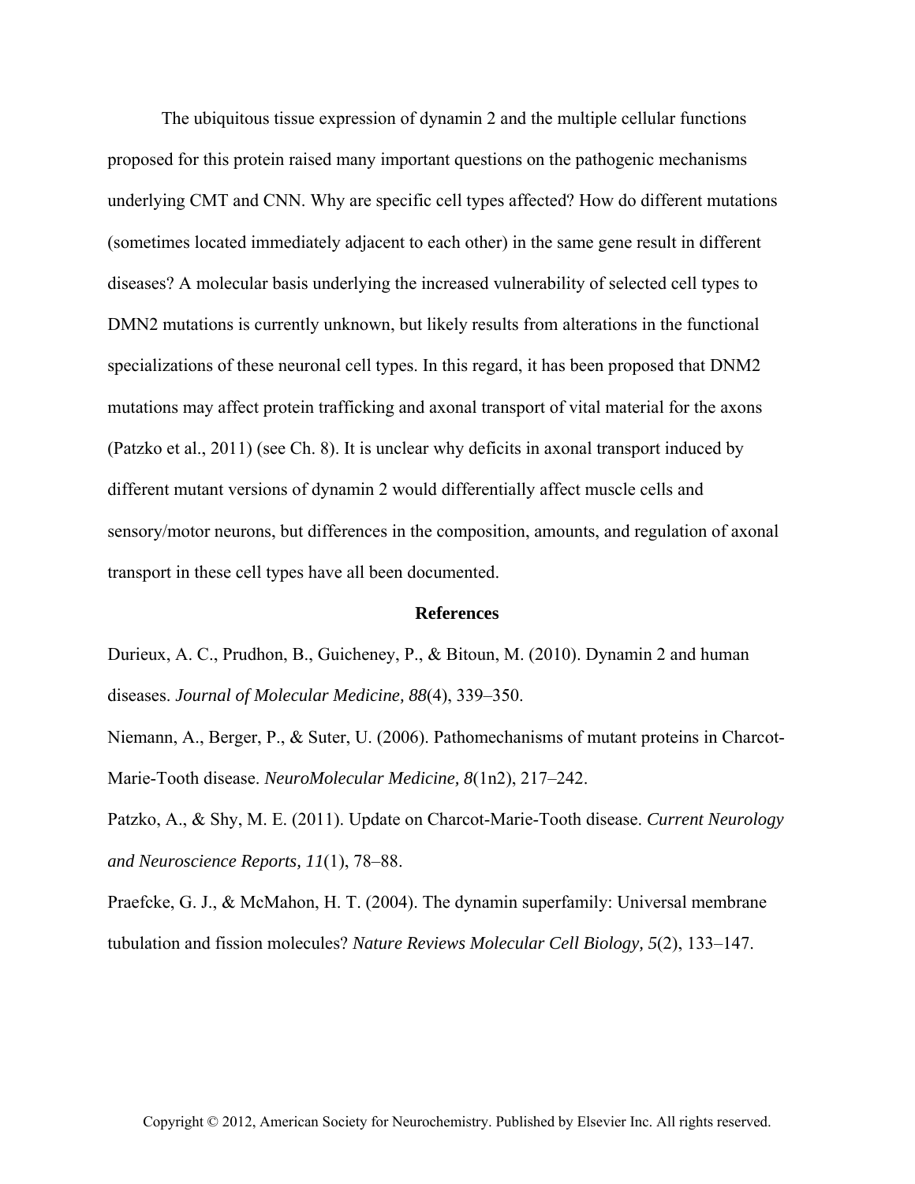The ubiquitous tissue expression of dynamin 2 and the multiple cellular functions proposed for this protein raised many important questions on the pathogenic mechanisms underlying CMT and CNN. Why are specific cell types affected? How do different mutations (sometimes located immediately adjacent to each other) in the same gene result in different diseases? A molecular basis underlying the increased vulnerability of selected cell types to DMN2 mutations is currently unknown, but likely results from alterations in the functional specializations of these neuronal cell types. In this regard, it has been proposed that DNM2 mutations may affect protein trafficking and axonal transport of vital material for the axons (Patzko et al., 2011) (see Ch. 8). It is unclear why deficits in axonal transport induced by different mutant versions of dynamin 2 would differentially affect muscle cells and sensory/motor neurons, but differences in the composition, amounts, and regulation of axonal transport in these cell types have all been documented.

## References

Durieux, A. C., Prudhon, B., Guicheney, P., & Bitoun, M. (2010). Dynamin 2 and human diseases. *Journal of Molecular Medicine, 88*(4), 339–350.

Niemann, A., Berger, P., & Suter, U. (2006). Pathomechanisms of mutant proteins in Charcot-Marie-Tooth disease. *NeuroMolecular Medicine, 8*(1n2), 217–242.

Patzko, A., & Shy, M. E. (2011). Update on Charcot-Marie-Tooth disease. *Current Neurology and Neuroscience Reports, 11*(1), 78–88.

Praefcke, G. J., & McMahon, H. T. (2004). The dynamin superfamily: Universal membrane tubulation and fission molecules? *Nature Reviews Molecular Cell Biology, 5*(2), 133–147.

Copyright © 2012, American Society for Neurochemistry. Published by Elsevier Inc. All rights reserved.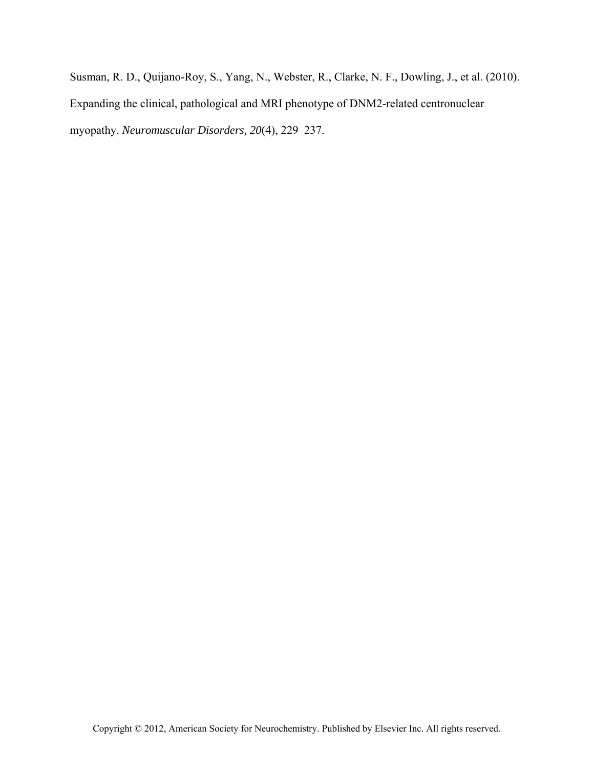Susman, R. D., Quijano-Roy, S., Yang, N., Webster, R., Clarke, N. F., Dowling, J., et al. (2010). Expanding the clinical, pathological and MRI phenotype of DNM2-related centronuclear myopathy. *Neuromuscular Disorders, 20*(4), 229–237.

Copyright © 2012, American Society for Neurochemistry. Published by Elsevier Inc. All rights reserved.